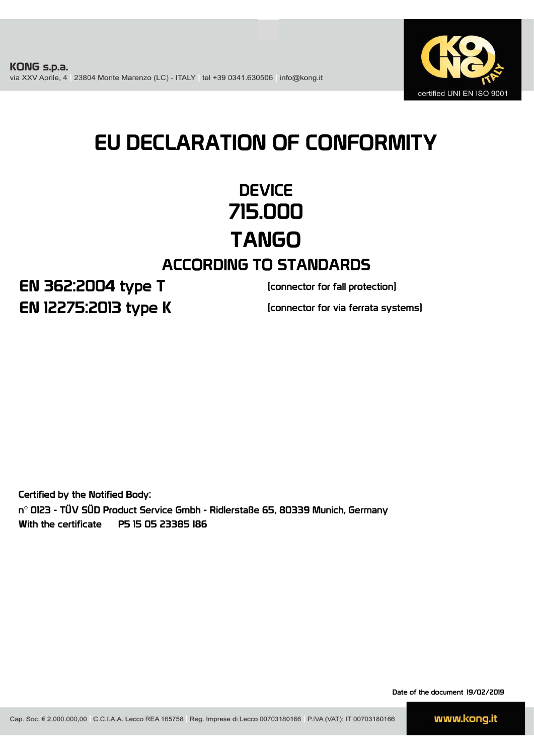**KONG s.p.a.**
via XXV Aprile, 4 | 23804 Monte Marenzo (LC) - ITALY | tel +39 0341.630506 | info@kong.it

certified UNI EN ISO 9001

# EU DECLARATION OF CONFORMITY

## DEVICE
## 715.000
## TANGO

### ACCORDING TO STANDARDS

**EN 362:2004 type T** (connector for fall protection)

**EN 12275:2013 type K** (connector for via ferrata systems)

Certified by the Notified Body:
n° 0123 - TÜV SÜD Product Service Gmbh - Ridlerstaße 65, 80339 Munich, Germany
With the certificate P5 15 05 23385 186

Date of the document 19/02/2019

Cap. Soc. € 2.000.000,00 | C.C.I.A.A. Lecco REA 165758 | Reg. Imprese di Lecco 00703180166 | P.IVA (VAT): IT 00703180166

www.kong.it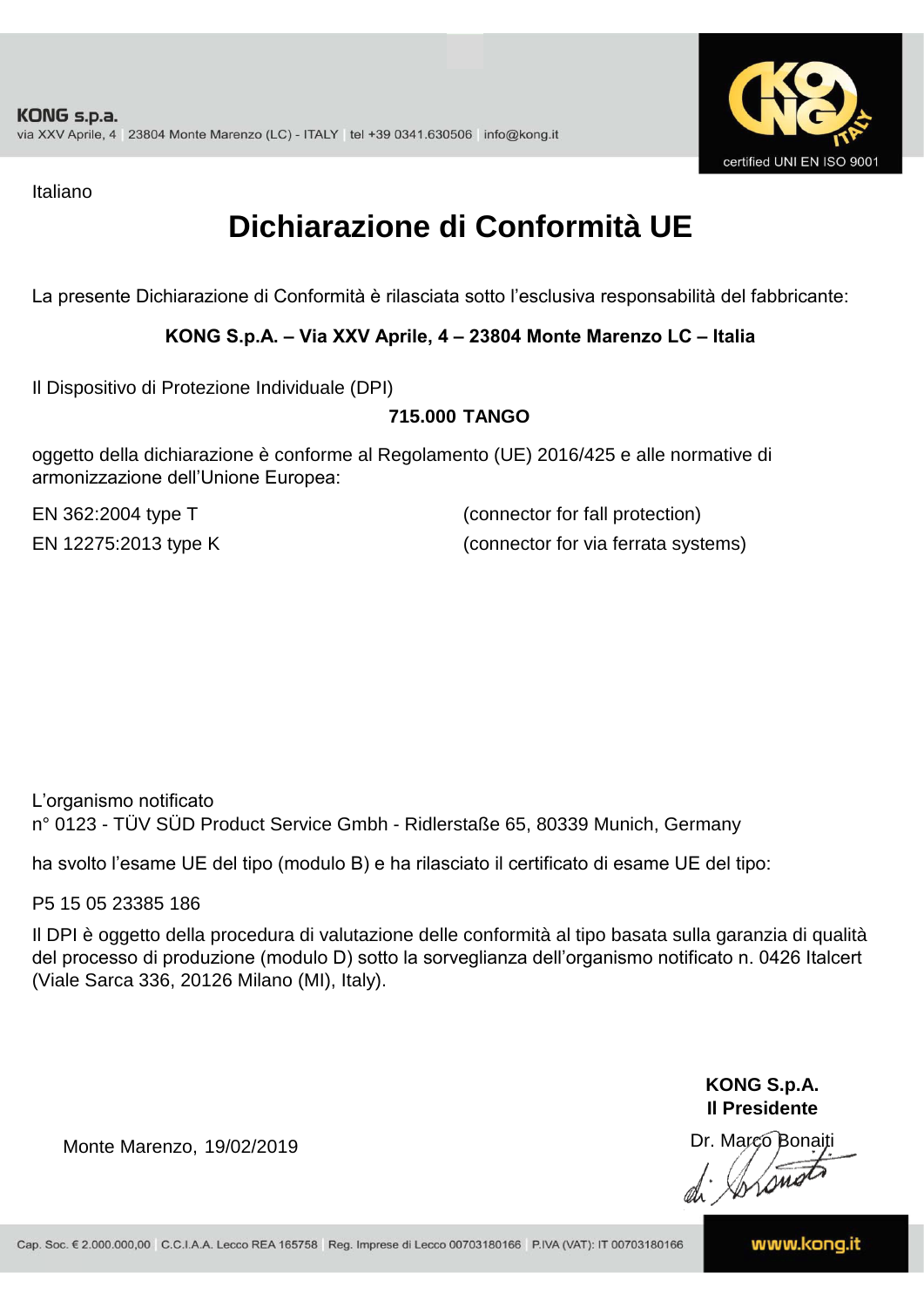Italiano

# Dichiarazione di Conformità UE

La presente Dichiarazione di Conformità è rilasciata sotto l'esclusiva responsabilità del fabbricante:

**KONG S.p.A. – Via XXV Aprile, 4 – 23804 Monte Marenzo LC – Italia**

Il Dispositivo di Protezione Individuale (DPI)

**715.000 TANGO**

oggetto della dichiarazione è conforme al Regolamento (UE) 2016/425 e alle normative di armonizzazione dell'Unione Europea:

EN 362:2004 type T (connector for fall protection)

EN 12275:2013 type K (connector for via ferrata systems)

L'organismo notificato
n° 0123 - TÜV SÜD Product Service Gmbh - Ridlerstaße 65, 80339 Munich, Germany

ha svolto l'esame UE del tipo (modulo B) e ha rilasciato il certificato di esame UE del tipo:

P5 15 05 23385 186

Il DPI è oggetto della procedura di valutazione delle conformità al tipo basata sulla garanzia di qualità del processo di produzione (modulo D) sotto la sorveglianza dell'organismo notificato n. 0426 Italcert (Viale Sarca 336, 20126 Milano (MI), Italy).

Monte Marenzo, 19/02/2019

**KONG S.p.A.**
**Il Presidente**
Dr. Marco Bonaiti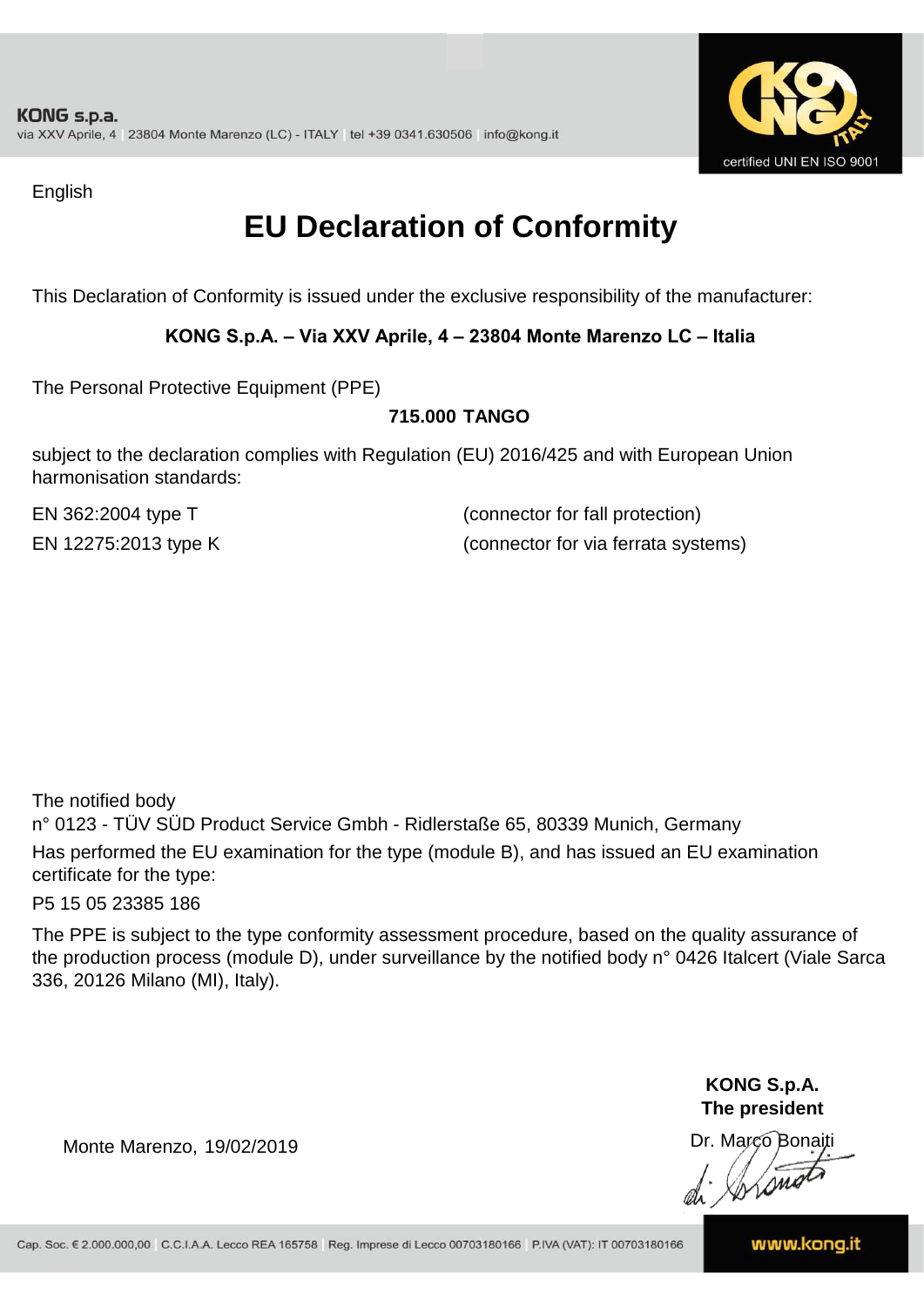KONG s.p.a.
via XXV Aprile, 4 | 23804 Monte Marenzo (LC) - ITALY | tel +39 0341.630506 | info@kong.it

certified UNI EN ISO 9001

English

# EU Declaration of Conformity

This Declaration of Conformity is issued under the exclusive responsibility of the manufacturer:

**KONG S.p.A. – Via XXV Aprile, 4 – 23804 Monte Marenzo LC – Italia**

The Personal Protective Equipment (PPE)

**715.000 TANGO**

subject to the declaration complies with Regulation (EU) 2016/425 and with European Union harmonisation standards:

| | |
|---|---|
| EN 362:2004 type T | (connector for fall protection) |
| EN 12275:2013 type K | (connector for via ferrata systems) |

The notified body
n° 0123 - TÜV SÜD Product Service Gmbh - Ridlerstaße 65, 80339 Munich, Germany
Has performed the EU examination for the type (module B), and has issued an EU examination certificate for the type:
P5 15 05 23385 186

The PPE is subject to the type conformity assessment procedure, based on the quality assurance of the production process (module D), under surveillance by the notified body n° 0426 Italcert (Viale Sarca 336, 20126 Milano (MI), Italy).

Monte Marenzo, 19/02/2019

**KONG S.p.A.**
**The president**
Dr. Marco Bonaiti

Cap. Soc. € 2.000.000,00 | C.C.I.A.A. Lecco REA 165758 | Reg. Imprese di Lecco 00703180166 | P.IVA (VAT): IT 00703180166

www.kong.it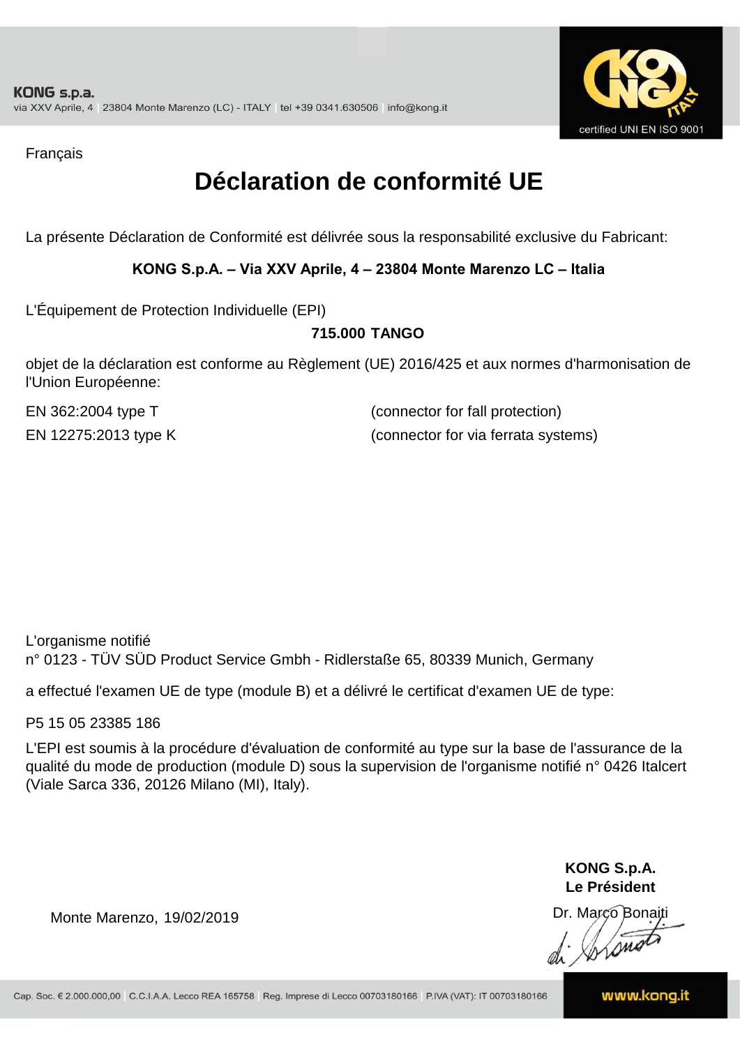KONG s.p.a.
via XXV Aprile, 4 | 23804 Monte Marenzo (LC) - ITALY | tel +39 0341.630506 | info@kong.it

certified UNI EN ISO 9001

Français

# Déclaration de conformité UE

La présente Déclaration de Conformité est délivrée sous la responsabilité exclusive du Fabricant:

**KONG S.p.A. – Via XXV Aprile, 4 – 23804 Monte Marenzo LC – Italia**

L'Équipement de Protection Individuelle (EPI)

**715.000 TANGO**

objet de la déclaration est conforme au Règlement (UE) 2016/425 et aux normes d'harmonisation de l'Union Européenne:

| | |
|---|---|
| EN 362:2004 type T | (connector for fall protection) |
| EN 12275:2013 type K | (connector for via ferrata systems) |

L'organisme notifié
n° 0123 - TÜV SÜD Product Service Gmbh - Ridlerstaße 65, 80339 Munich, Germany

a effectué l'examen UE de type (module B) et a délivré le certificat d'examen UE de type:

P5 15 05 23385 186

L'EPI est soumis à la procédure d'évaluation de conformité au type sur la base de l'assurance de la qualité du mode de production (module D) sous la supervision de l'organisme notifié n° 0426 Italcert (Viale Sarca 336, 20126 Milano (MI), Italy).

**KONG S.p.A.**
**Le Président**

Monte Marenzo, 19/02/2019

Dr. Marco Bonaiti

Cap. Soc. € 2.000.000,00 | C.C.I.A.A. Lecco REA 165758 | Reg. Imprese di Lecco 00703180166 | P.IVA (VAT): IT 00703180166

www.kong.it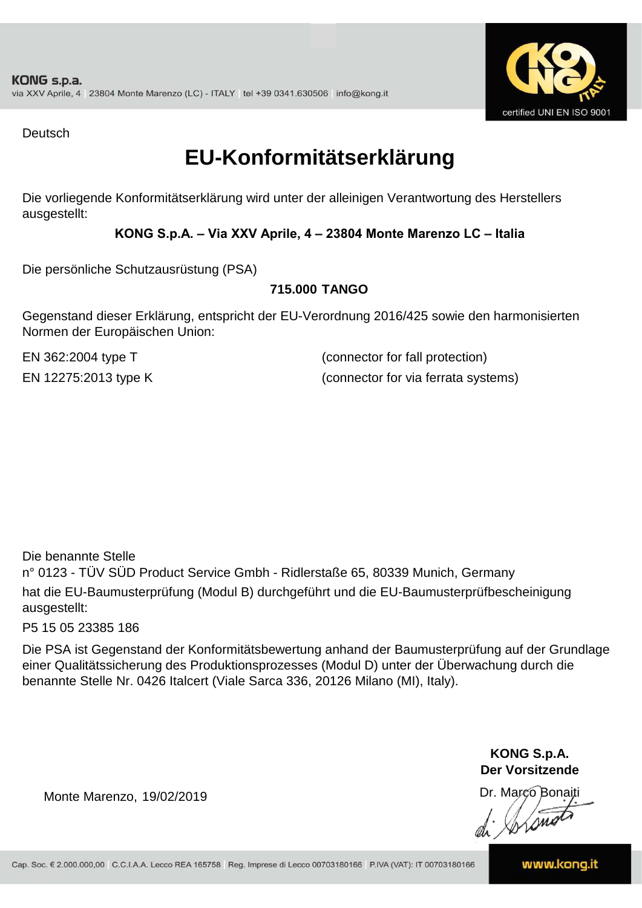KONG s.p.a.
via XXV Aprile, 4 | 23804 Monte Marenzo (LC) - ITALY | tel +39 0341.630506 | info@kong.it

certified UNI EN ISO 9001

Deutsch

# EU-Konformitätserklärung

Die vorliegende Konformitätserklärung wird unter der alleinigen Verantwortung des Herstellers ausgestellt:

**KONG S.p.A. – Via XXV Aprile, 4 – 23804 Monte Marenzo LC – Italia**

Die persönliche Schutzausrüstung (PSA)

**715.000 TANGO**

Gegenstand dieser Erklärung, entspricht der EU-Verordnung 2016/425 sowie den harmonisierten Normen der Europäischen Union:

EN 362:2004 type T (connector for fall protection)

EN 12275:2013 type K (connector for via ferrata systems)

Die benannte Stelle
n° 0123 - TÜV SÜD Product Service Gmbh - Ridlerstaße 65, 80339 Munich, Germany
hat die EU-Baumusterprüfung (Modul B) durchgeführt und die EU-Baumusterprüfbescheinigung ausgestellt:

P5 15 05 23385 186

Die PSA ist Gegenstand der Konformitätsbewertung anhand der Baumusterprüfung auf der Grundlage einer Qualitätssicherung des Produktionsprozesses (Modul D) unter der Überwachung durch die benannte Stelle Nr. 0426 Italcert (Viale Sarca 336, 20126 Milano (MI), Italy).

**KONG S.p.A.**
**Der Vorsitzende**

Monte Marenzo, 19/02/2019

Dr. Marco Bonaiti

Cap. Soc. € 2.000.000,00 | C.C.I.A.A. Lecco REA 165758 | Reg. Imprese di Lecco 00703180166 | P.IVA (VAT): IT 00703180166

www.kong.it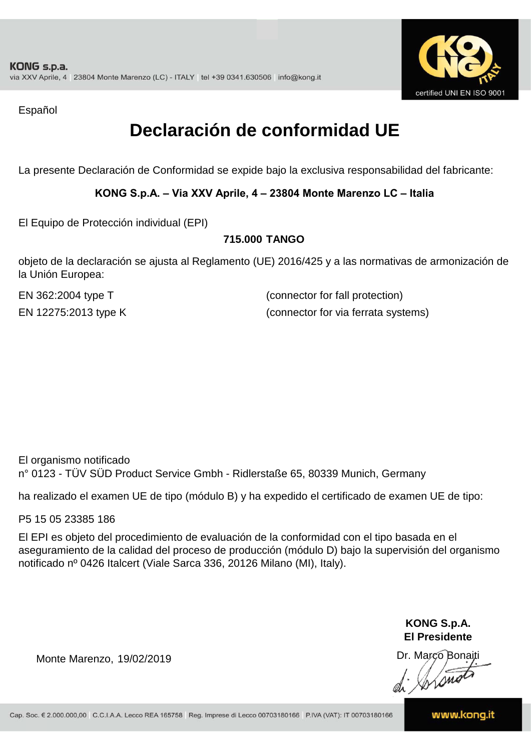Español

# Declaración de conformidad UE

La presente Declaración de Conformidad se expide bajo la exclusiva responsabilidad del fabricante:

**KONG S.p.A. – Via XXV Aprile, 4 – 23804 Monte Marenzo LC – Italia**

El Equipo de Protección individual (EPI)

**715.000 TANGO**

objeto de la declaración se ajusta al Reglamento (UE) 2016/425 y a las normativas de armonización de la Unión Europea:

| | |
|---|---|
| EN 362:2004 type T | (connector for fall protection) |
| EN 12275:2013 type K | (connector for via ferrata systems) |

El organismo notificado
n° 0123 - TÜV SÜD Product Service Gmbh - Ridlerstaße 65, 80339 Munich, Germany

ha realizado el examen UE de tipo (módulo B) y ha expedido el certificado de examen UE de tipo:

P5 15 05 23385 186

El EPI es objeto del procedimiento de evaluación de la conformidad con el tipo basada en el aseguramiento de la calidad del proceso de producción (módulo D) bajo la supervisión del organismo notificado nº 0426 Italcert (Viale Sarca 336, 20126 Milano (MI), Italy).

Monte Marenzo, 19/02/2019

**KONG S.p.A.**
**El Presidente**

Dr. Marco Bonaiti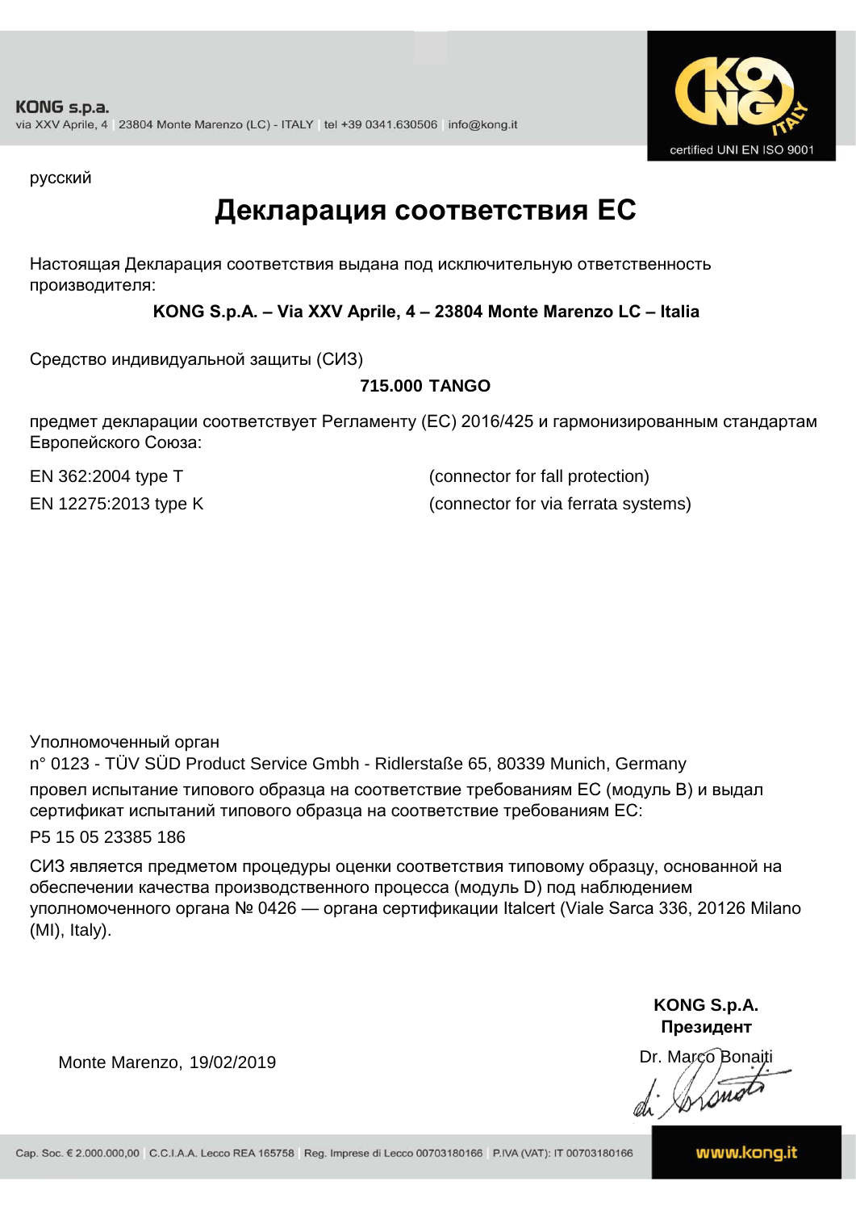русский

# Декларация соответствия ЕС

Настоящая Декларация соответствия выдана под исключительную ответственность производителя:

**KONG S.p.A. – Via XXV Aprile, 4 – 23804 Monte Marenzo LC – Italia**

Средство индивидуальной защиты (СИЗ)

**715.000 TANGO**

предмет декларации соответствует Регламенту (ЕС) 2016/425 и гармонизированным стандартам Европейского Союза:

| | |
|---|---|
| EN 362:2004 type T | (connector for fall protection) |
| EN 12275:2013 type K | (connector for via ferrata systems) |

Уполномоченный орган
n° 0123 - TÜV SÜD Product Service Gmbh - Ridlerstaße 65, 80339 Munich, Germany
провел испытание типового образца на соответствие требованиям ЕС (модуль B) и выдал сертификат испытаний типового образца на соответствие требованиям ЕС:

P5 15 05 23385 186

СИЗ является предметом процедуры оценки соответствия типовому образцу, основанной на обеспечении качества производственного процесса (модуль D) под наблюдением уполномоченного органа № 0426 — органа сертификации Italcert (Viale Sarca 336, 20126 Milano (MI), Italy).

Monte Marenzo, 19/02/2019

**KONG S.p.A.**
**Президент**
Dr. Marco Bonaiti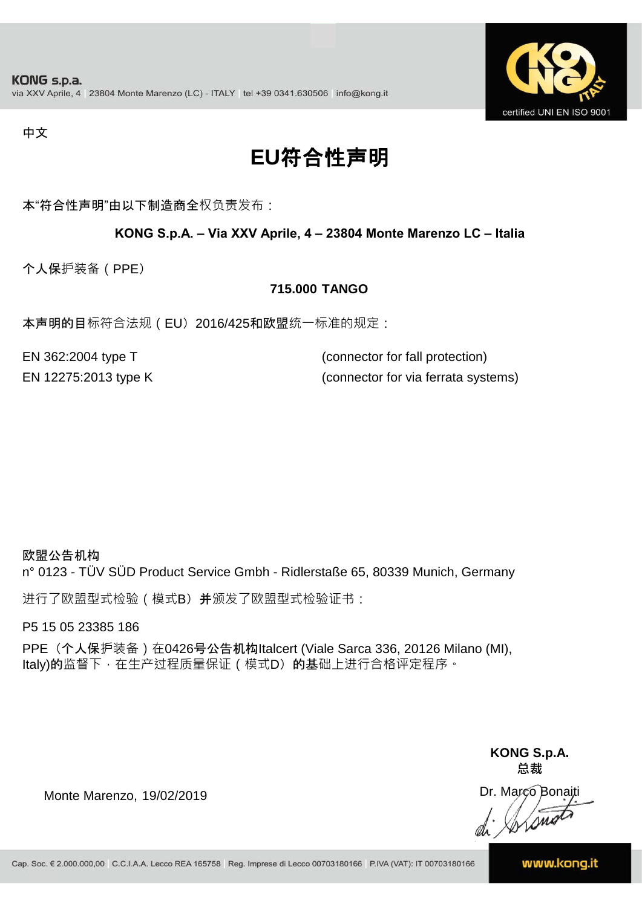中文

# EU符合性声明

本"符合性声明"由以下制造商全权负责发布：

**KONG S.p.A. – Via XXV Aprile, 4 – 23804 Monte Marenzo LC – Italia**

个人保护装备（PPE）

**715.000 TANGO**

本声明的目标符合法规（EU）2016/425和欧盟统一标准的规定：

| | |
|---|---|
| EN 362:2004 type T | (connector for fall protection) |
| EN 12275:2013 type K | (connector for via ferrata systems) |

**欧盟公告机构**
n° 0123 - TÜV SÜD Product Service Gmbh - Ridlerstaße 65, 80339 Munich, Germany

进行了欧盟型式检验（模式B）并颁发了欧盟型式检验证书：

P5 15 05 23385 186

PPE（个人保护装备）在0426号公告机构Italcert (Viale Sarca 336, 20126 Milano (MI), Italy)的监督下，在生产过程质量保证（模式D）的基础上进行合格评定程序。

Monte Marenzo, 19/02/2019

**KONG S.p.A.**
**总裁**
Dr. Marco Bonaiti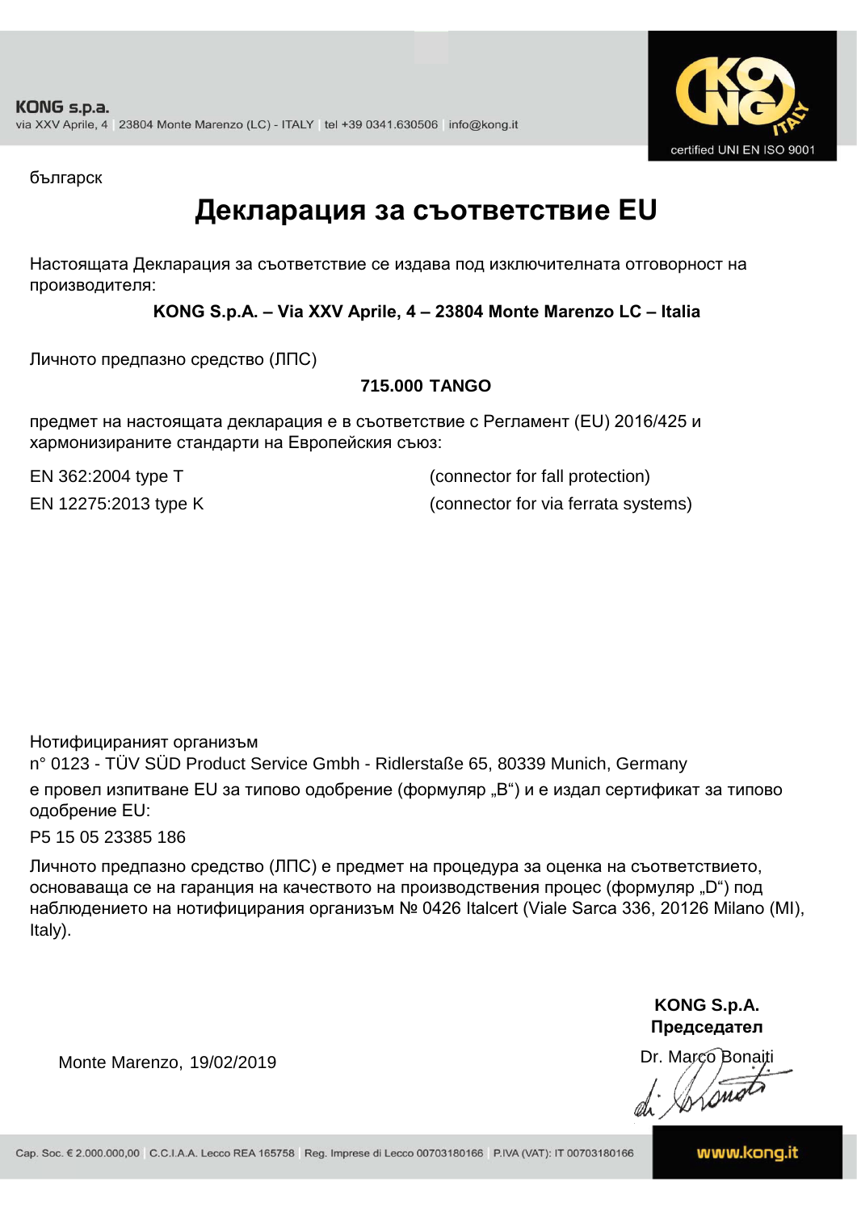KONG s.p.a.
via XXV Aprile, 4 | 23804 Monte Marenzo (LC) - ITALY | tel +39 0341.630506 | info@kong.it

certified UNI EN ISO 9001

българск

# Декларация за съответствие EU

Настоящата Декларация за съответствие се издава под изключителната отговорност на производителя:

**KONG S.p.A. – Via XXV Aprile, 4 – 23804 Monte Marenzo LC – Italia**

Личното предпазно средство (ЛПС)

**715.000 TANGO**

предмет на настоящата декларация е в съответствие с Регламент (EU) 2016/425 и хармонизираните стандарти на Европейския съюз:

| | |
|---|---|
| EN 362:2004 type T | (connector for fall protection) |
| EN 12275:2013 type K | (connector for via ferrata systems) |

Нотифицираният организъм
n° 0123 - TÜV SÜD Product Service Gmbh - Ridlerstaße 65, 80339 Munich, Germany
е провел изпитване EU за типово одобрение (формуляр „B“) и е издал сертификат за типово одобрение EU:

P5 15 05 23385 186

Личното предпазно средство (ЛПС) е предмет на процедура за оценка на съответствието, основаваща се на гаранция на качеството на производствения процес (формуляр „D“) под наблюдението на нотифицирания организъм № 0426 Italcert (Viale Sarca 336, 20126 Milano (MI), Italy).

Monte Marenzo, 19/02/2019

**KONG S.p.A.**
**Председател**
Dr. Marco Bonaiti

Cap. Soc. € 2.000.000,00 | C.C.I.A.A. Lecco REA 165758 | Reg. Imprese di Lecco 00703180166 | P.IVA (VAT): IT 00703180166

www.kong.it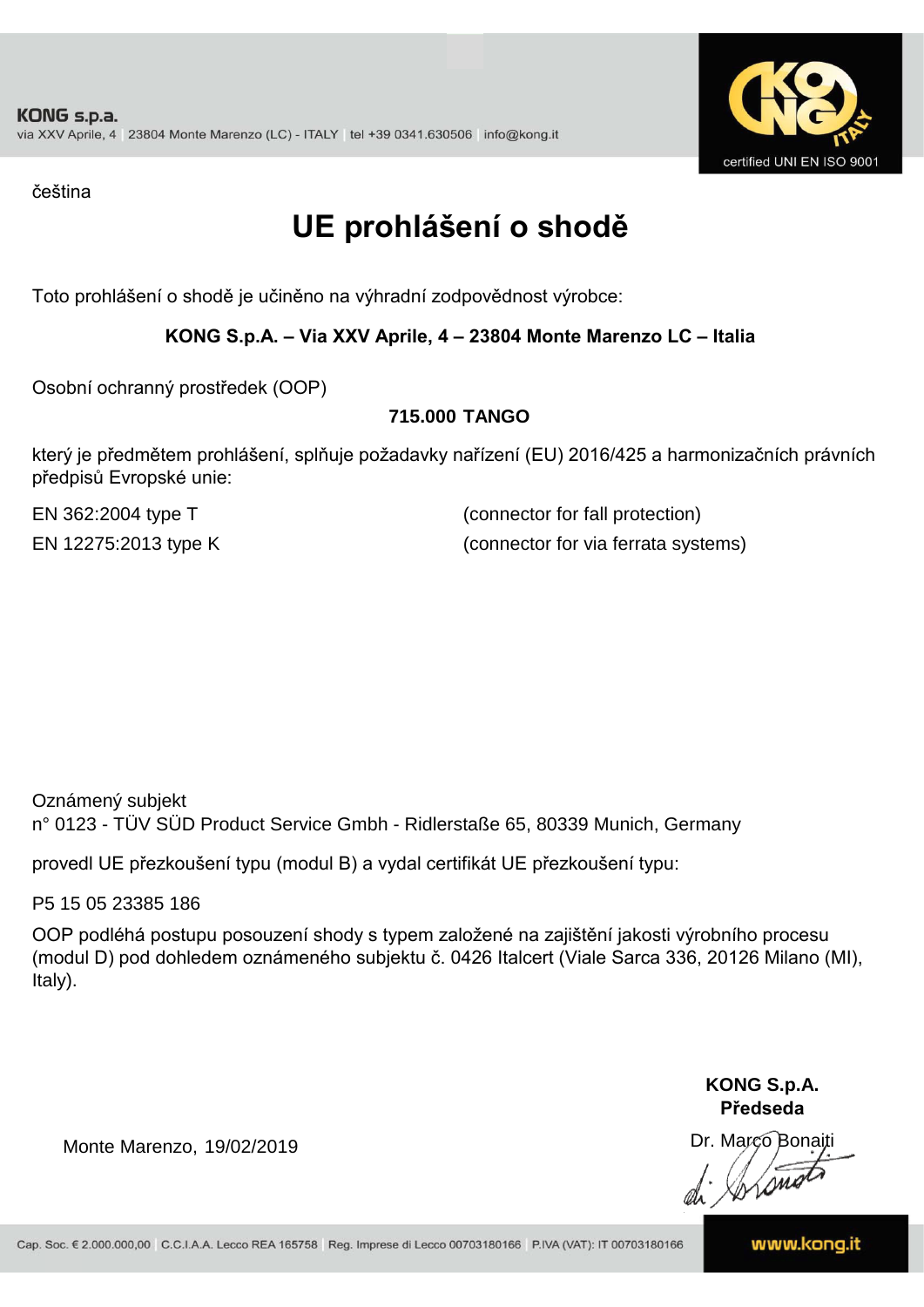KONG s.p.a.
via XXV Aprile, 4 | 23804 Monte Marenzo (LC) - ITALY | tel +39 0341.630506 | info@kong.it

certified UNI EN ISO 9001

čeština

# UE prohlášení o shodě

Toto prohlášení o shodě je učiněno na výhradní zodpovědnost výrobce:

**KONG S.p.A. – Via XXV Aprile, 4 – 23804 Monte Marenzo LC – Italia**

Osobní ochranný prostředek (OOP)

**715.000 TANGO**

který je předmětem prohlášení, splňuje požadavky nařízení (EU) 2016/425 a harmonizačních právních předpisů Evropské unie:

| | |
|---|---|
| EN 362:2004 type T | (connector for fall protection) |
| EN 12275:2013 type K | (connector for via ferrata systems) |

Oznámený subjekt
n° 0123 - TÜV SÜD Product Service Gmbh - Ridlerstaße 65, 80339 Munich, Germany

provedl UE přezkoušení typu (modul B) a vydal certifikát UE přezkoušení typu:

P5 15 05 23385 186

OOP podléhá postupu posouzení shody s typem založené na zajištění jakosti výrobního procesu (modul D) pod dohledem oznámeného subjektu č. 0426 Italcert (Viale Sarca 336, 20126 Milano (MI), Italy).

Monte Marenzo, 19/02/2019

**KONG S.p.A.**
**Předseda**
Dr. Marco Bonaiti

Cap. Soc. € 2.000.000,00 | C.C.I.A.A. Lecco REA 165758 | Reg. Imprese di Lecco 00703180166 | P.IVA (VAT): IT 00703180166 | www.kong.it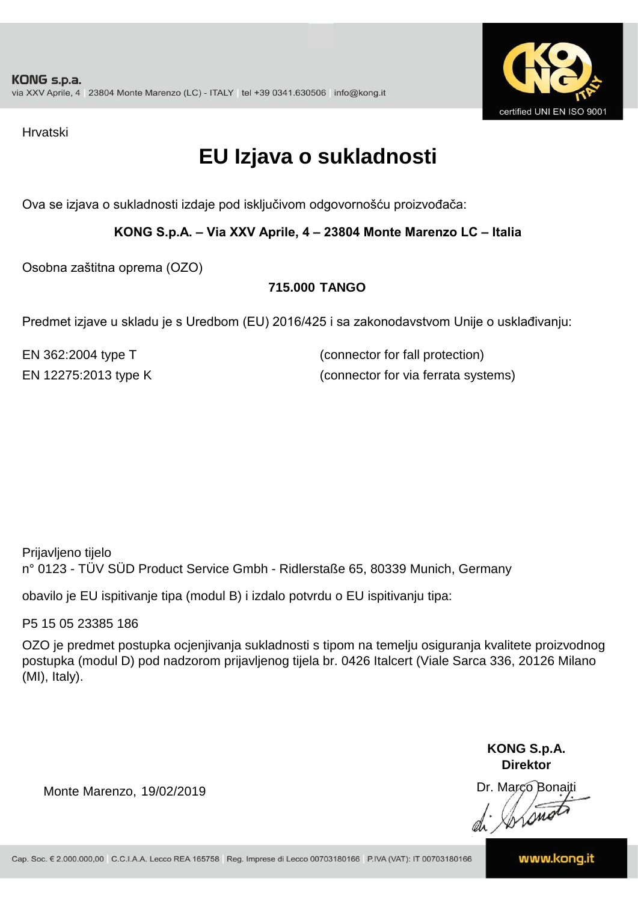KONG s.p.a.
via XXV Aprile, 4 | 23804 Monte Marenzo (LC) - ITALY | tel +39 0341.630506 | info@kong.it

certified UNI EN ISO 9001

Hrvatski

# EU Izjava o sukladnosti

Ova se izjava o sukladnosti izdaje pod isključivom odgovornošću proizvođača:

**KONG S.p.A. – Via XXV Aprile, 4 – 23804 Monte Marenzo LC – Italia**

Osobna zaštitna oprema (OZO)

**715.000 TANGO**

Predmet izjave u skladu je s Uredbom (EU) 2016/425 i sa zakonodavstvom Unije o usklađivanju:

EN 362:2004 type T (connector for fall protection)
EN 12275:2013 type K (connector for via ferrata systems)

Prijavljeno tijelo
n° 0123 - TÜV SÜD Product Service Gmbh - Ridlerstaße 65, 80339 Munich, Germany

obavilo je EU ispitivanje tipa (modul B) i izdalo potvrdu o EU ispitivanju tipa:

P5 15 05 23385 186

OZO je predmet postupka ocjenjivanja sukladnosti s tipom na temelju osiguranja kvalitete proizvodnog postupka (modul D) pod nadzorom prijavljenog tijela br. 0426 Italcert (Viale Sarca 336, 20126 Milano (MI), Italy).

Monte Marenzo, 19/02/2019

**KONG S.p.A.**
**Direktor**
Dr. Marco Bonaiti

Cap. Soc. € 2.000.000,00 | C.C.I.A.A. Lecco REA 165758 | Reg. Imprese di Lecco 00703180166 | P.IVA (VAT): IT 00703180166

www.kong.it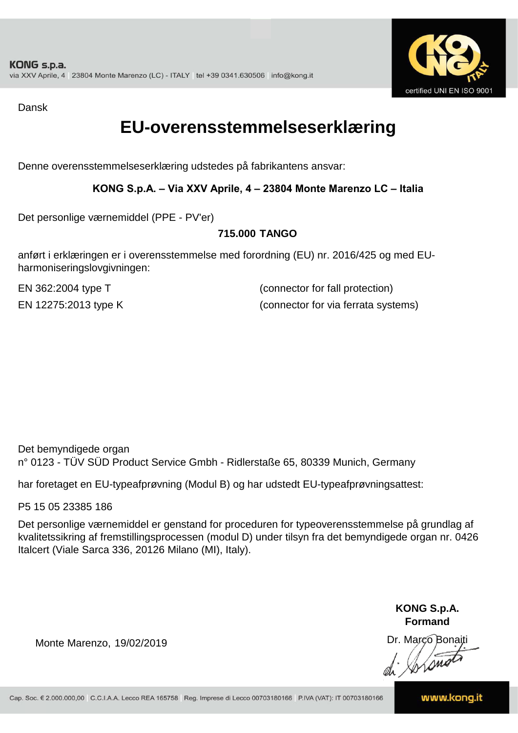KONG s.p.a.
via XXV Aprile, 4 | 23804 Monte Marenzo (LC) - ITALY | tel +39 0341.630506 | info@kong.it

certified UNI EN ISO 9001

Dansk

# EU-overensstemmelseserklæring

Denne overensstemmelseserklæring udstedes på fabrikantens ansvar:

**KONG S.p.A. – Via XXV Aprile, 4 – 23804 Monte Marenzo LC – Italia**

Det personlige værnemiddel (PPE - PV'er)

**715.000 TANGO**

anført i erklæringen er i overensstemmelse med forordning (EU) nr. 2016/425 og med EU-harmoniseringslovgivningen:

| | |
|---|---|
| EN 362:2004 type T | (connector for fall protection) |
| EN 12275:2013 type K | (connector for via ferrata systems) |

Det bemyndigede organ
n° 0123 - TÜV SÜD Product Service Gmbh - Ridlerstaße 65, 80339 Munich, Germany

har foretaget en EU-typeafprøvning (Modul B) og har udstedt EU-typeafprøvningsattest:

P5 15 05 23385 186

Det personlige værnemiddel er genstand for proceduren for typeoverensstemmelse på grundlag af kvalitetssikring af fremstillingsprocessen (modul D) under tilsyn fra det bemyndigede organ nr. 0426 Italcert (Viale Sarca 336, 20126 Milano (MI), Italy).

**KONG S.p.A.**
**Formand**

Monte Marenzo, 19/02/2019

Dr. Marco Bonaiti

Cap. Soc. € 2.000.000,00 | C.C.I.A.A. Lecco REA 165758 | Reg. Imprese di Lecco 00703180166 | P.IVA (VAT): IT 00703180166

www.kong.it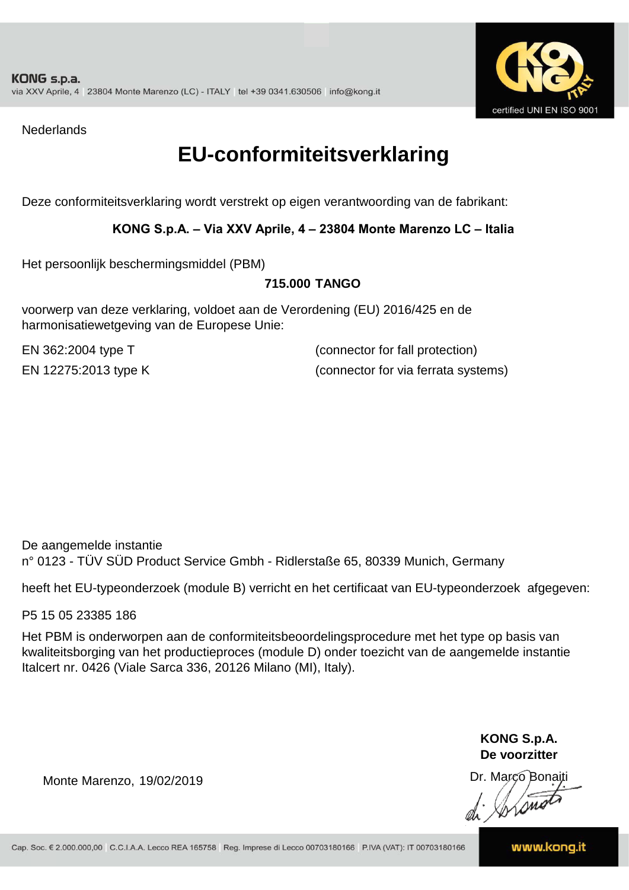**KONG s.p.a.**
via XXV Aprile, 4 | 23804 Monte Marenzo (LC) - ITALY | tel +39 0341.630506 | info@kong.it

certified UNI EN ISO 9001

Nederlands

# EU-conformiteitsverklaring

Deze conformiteitsverklaring wordt verstrekt op eigen verantwoording van de fabrikant:

**KONG S.p.A. – Via XXV Aprile, 4 – 23804 Monte Marenzo LC – Italia**

Het persoonlijk beschermingsmiddel (PBM)

**715.000 TANGO**

voorwerp van deze verklaring, voldoet aan de Verordening (EU) 2016/425 en de harmonisatiewetgeving van de Europese Unie:

| | |
|---|---|
| EN 362:2004 type T | (connector for fall protection) |
| EN 12275:2013 type K | (connector for via ferrata systems) |

De aangemelde instantie
n° 0123 - TÜV SÜD Product Service Gmbh - Ridlerstaße 65, 80339 Munich, Germany

heeft het EU-typeonderzoek (module B) verricht en het certificaat van EU-typeonderzoek afgegeven:

P5 15 05 23385 186

Het PBM is onderworpen aan de conformiteitsbeoordelingsprocedure met het type op basis van kwaliteitsborging van het productieproces (module D) onder toezicht van de aangemelde instantie Italcert nr. 0426 (Viale Sarca 336, 20126 Milano (MI), Italy).

**KONG S.p.A.**
**De voorzitter**

Monte Marenzo, 19/02/2019

Dr. Marco Bonaiti

Cap. Soc. € 2.000.000,00 | C.C.I.A.A. Lecco REA 165758 | Reg. Imprese di Lecco 00703180166 | P.IVA (VAT): IT 00703180166

www.kong.it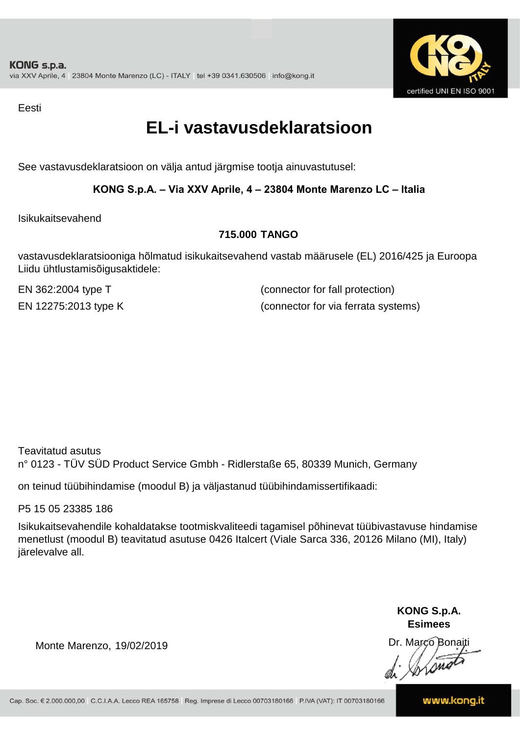KONG s.p.a.
via XXV Aprile, 4 | 23804 Monte Marenzo (LC) - ITALY | tel +39 0341.630506 | info@kong.it

certified UNI EN ISO 9001

Eesti

# EL-i vastavusdeklaratsioon

See vastavusdeklaratsioon on välja antud järgmise tootja ainuvastutusel:

**KONG S.p.A. – Via XXV Aprile, 4 – 23804 Monte Marenzo LC – Italia**

Isikukaitsevahend

**715.000 TANGO**

vastavusdeklaratsiooniga hõlmatud isikukaitsevahend vastab määrusele (EL) 2016/425 ja Euroopa Liidu ühtlustamisõigusaktidele:

EN 362:2004 type T (connector for fall protection)

EN 12275:2013 type K (connector for via ferrata systems)

Teavitatud asutus
n° 0123 - TÜV SÜD Product Service Gmbh - Ridlerstaße 65, 80339 Munich, Germany

on teinud tüübihindamise (moodul B) ja väljastanud tüübihindamissertifikaadi:

P5 15 05 23385 186

Isikukaitsevahendile kohaldatakse tootmiskvaliteedi tagamisel põhinevat tüübivastavuse hindamise menetlust (moodul B) teavitatud asutuse 0426 Italcert (Viale Sarca 336, 20126 Milano (MI), Italy) järelevalve all.

**KONG S.p.A.**
**Esimees**

Monte Marenzo, 19/02/2019

Dr. Marco Bonaiti

Cap. Soc. € 2.000.000,00 | C.C.I.A.A. Lecco REA 165758 | Reg. Imprese di Lecco 00703180166 | P.IVA (VAT): IT 00703180166

www.kong.it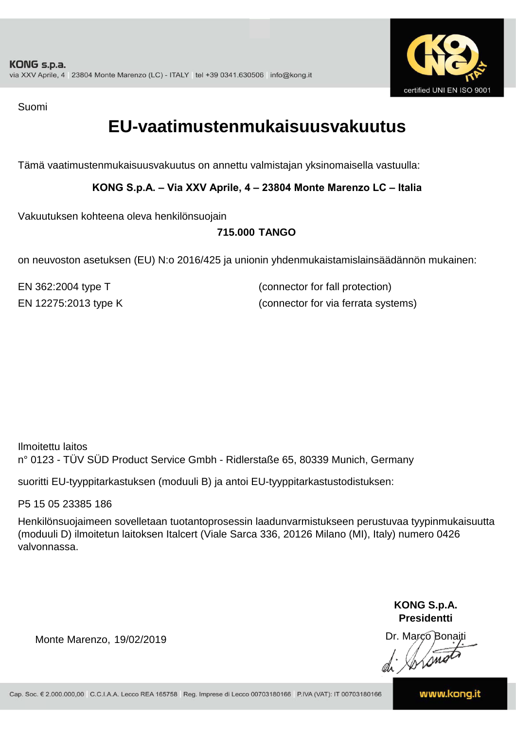Suomi

# EU-vaatimustenmukaisuusvakuutus

Tämä vaatimustenmukaisuusvakuutus on annettu valmistajan yksinomaisella vastuulla:

**KONG S.p.A. – Via XXV Aprile, 4 – 23804 Monte Marenzo LC – Italia**

Vakuutuksen kohteena oleva henkilönsuojain

**715.000 TANGO**

on neuvoston asetuksen (EU) N:o 2016/425 ja unionin yhdenmukaistamislainsäädännön mukainen:

EN 362:2004 type T (connector for fall protection)

EN 12275:2013 type K (connector for via ferrata systems)

Ilmoitettu laitos
n° 0123 - TÜV SÜD Product Service Gmbh - Ridlerstaße 65, 80339 Munich, Germany

suoritti EU-tyyppitarkastuksen (moduuli B) ja antoi EU-tyyppitarkastustodistuksen:

P5 15 05 23385 186

Henkilönsuojaimeen sovelletaan tuotantoprosessin laadunvarmistukseen perustuvaa tyypinmukaisuutta (moduuli D) ilmoitetun laitoksen Italcert (Viale Sarca 336, 20126 Milano (MI), Italy) numero 0426 valvonnassa.

Monte Marenzo, 19/02/2019

**KONG S.p.A.**
**Presidentti**

Dr. Marco Bonaiti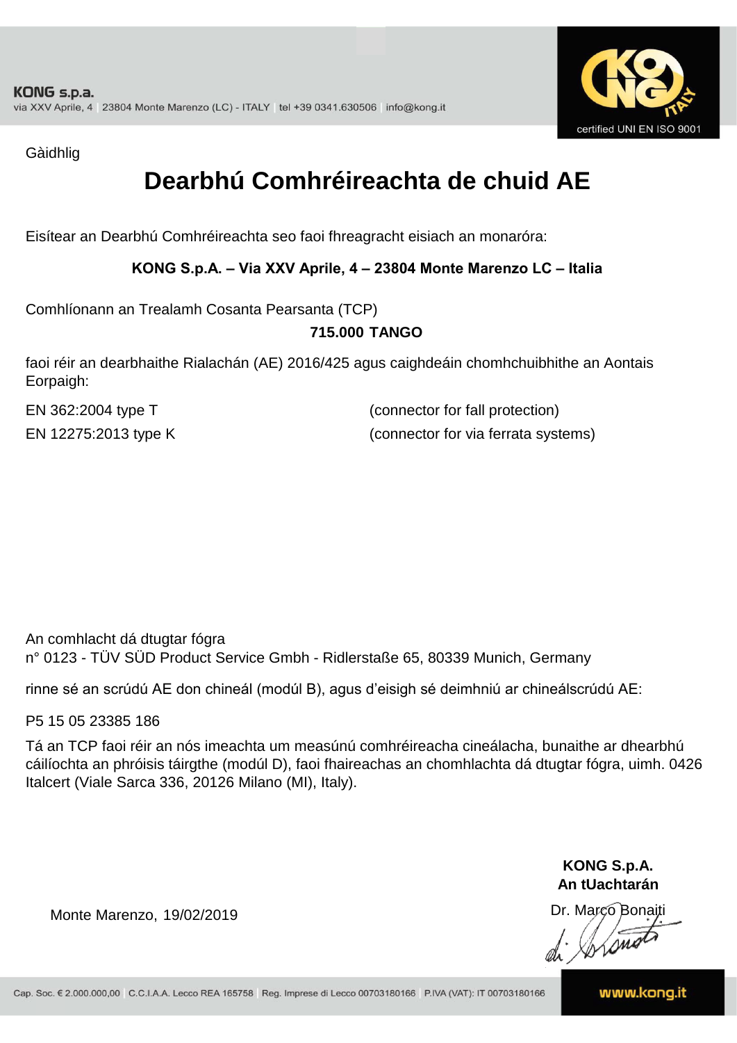Gàidhlig

# Dearbhú Comhréireachta de chuid AE

Eisítear an Dearbhú Comhréireachta seo faoi fhreagracht eisiach an monaróra:

**KONG S.p.A. – Via XXV Aprile, 4 – 23804 Monte Marenzo LC – Italia**

Comhlíonann an Trealamh Cosanta Pearsanta (TCP)

**715.000 TANGO**

faoi réir an dearbhaithe Rialachán (AE) 2016/425 agus caighdeáin chomhchuibhithe an Aontais Eorpaigh:

EN 362:2004 type T (connector for fall protection)

EN 12275:2013 type K (connector for via ferrata systems)

An comhlacht dá dtugtar fógra
n° 0123 - TÜV SÜD Product Service Gmbh - Ridlerstaße 65, 80339 Munich, Germany

rinne sé an scrúdú AE don chineál (modúl B), agus d'eisigh sé deimhniú ar chineálscrúdú AE:

P5 15 05 23385 186

Tá an TCP faoi réir an nós imeachta um measúnú comhréireacha cineálacha, bunaithe ar dhearbhú cáilíochta an phróisis táirgthe (modúl D), faoi fhaireachas an chomhlachta dá dtugtar fógra, uimh. 0426 Italcert (Viale Sarca 336, 20126 Milano (MI), Italy).

Monte Marenzo, 19/02/2019

**KONG S.p.A.**
**An tUachtarán**
Dr. Marco Bonaiti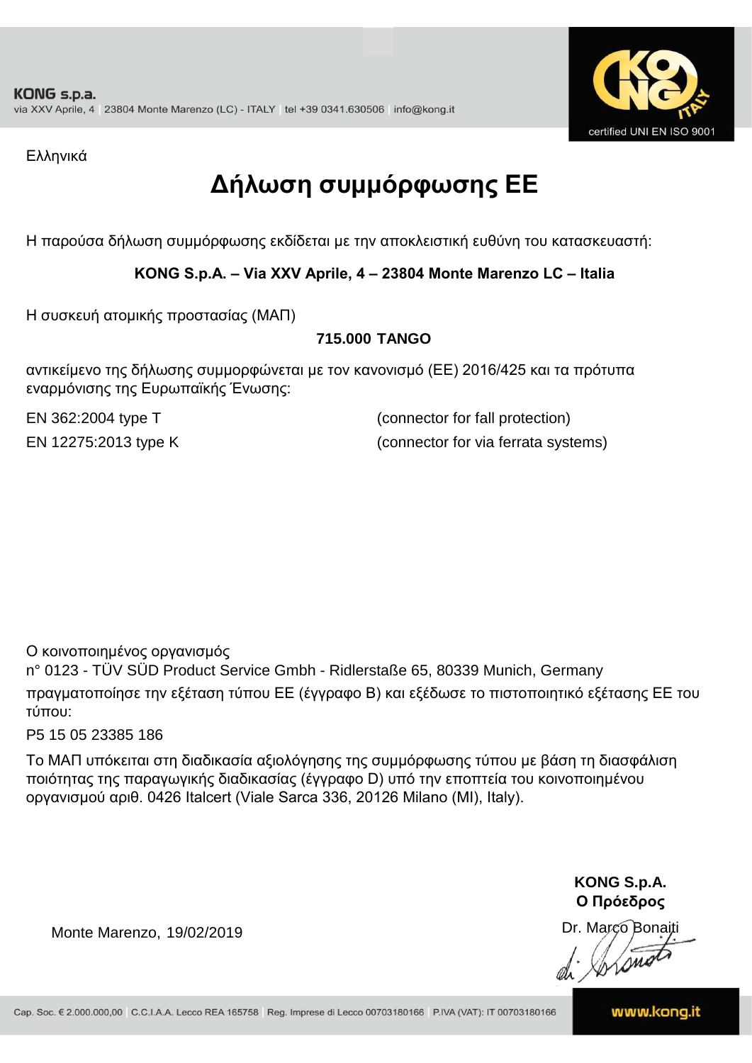Ελληνικά

# Δήλωση συμμόρφωσης ΕΕ

Η παρούσα δήλωση συμμόρφωσης εκδίδεται με την αποκλειστική ευθύνη του κατασκευαστή:

**KONG S.p.A. – Via XXV Aprile, 4 – 23804 Monte Marenzo LC – Italia**

Η συσκευή ατομικής προστασίας (ΜΑΠ)

**715.000 TANGO**

αντικείμενο της δήλωσης συμμορφώνεται με τον κανονισμό (ΕΕ) 2016/425 και τα πρότυπα εναρμόνισης της Ευρωπαϊκής Ένωσης:

| | |
|---|---|
| EN 362:2004 type T | (connector for fall protection) |
| EN 12275:2013 type K | (connector for via ferrata systems) |

Ο κοινοποιημένος οργανισμός
n° 0123 - TÜV SÜD Product Service Gmbh - Ridlerstaße 65, 80339 Munich, Germany
πραγματοποίησε την εξέταση τύπου ΕΕ (έγγραφο Β) και εξέδωσε το πιστοποιητικό εξέτασης ΕΕ του τύπου:

P5 15 05 23385 186

Το ΜΑΠ υπόκειται στη διαδικασία αξιολόγησης της συμμόρφωσης τύπου με βάση τη διασφάλιση ποιότητας της παραγωγικής διαδικασίας (έγγραφο D) υπό την εποπτεία του κοινοποιημένου οργανισμού αριθ. 0426 Italcert (Viale Sarca 336, 20126 Milano (MI), Italy).

Monte Marenzo, 19/02/2019

**KONG S.p.A.**
**Ο Πρόεδρος**
Dr. Marco Bonaiti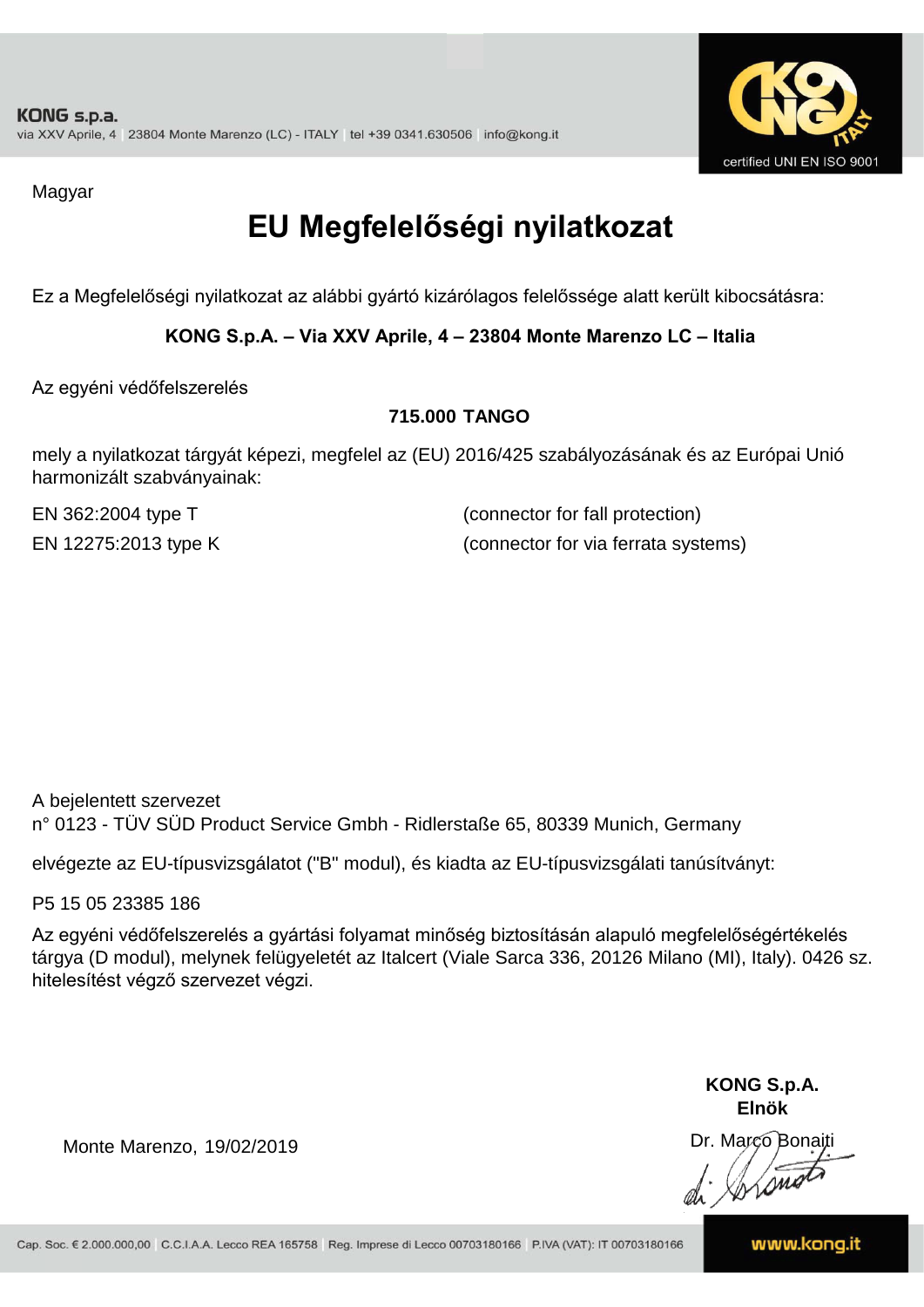Magyar

# EU Megfelelőségi nyilatkozat

Ez a Megfelelőségi nyilatkozat az alábbi gyártó kizárólagos felelőssége alatt került kibocsátásra:

**KONG S.p.A. – Via XXV Aprile, 4 – 23804 Monte Marenzo LC – Italia**

Az egyéni védőfelszerelés

**715.000 TANGO**

mely a nyilatkozat tárgyát képezi, megfelel az (EU) 2016/425 szabályozásának és az Európai Unió harmonizált szabványainak:

EN 362:2004 type T (connector for fall protection)

EN 12275:2013 type K (connector for via ferrata systems)

A bejelentett szervezet
n° 0123 - TÜV SÜD Product Service Gmbh - Ridlerstaße 65, 80339 Munich, Germany

elvégezte az EU-típusvizsgálatot ("B" modul), és kiadta az EU-típusvizsgálati tanúsítványt:

P5 15 05 23385 186

Az egyéni védőfelszerelés a gyártási folyamat minőség biztosításán alapuló megfelelőségértékelés tárgya (D modul), melynek felügyeletét az Italcert (Viale Sarca 336, 20126 Milano (MI), Italy). 0426 sz. hitelesítést végző szervezet végzi.

Monte Marenzo, 19/02/2019

**KONG S.p.A.**
**Elnök**
Dr. Marco Bonaiti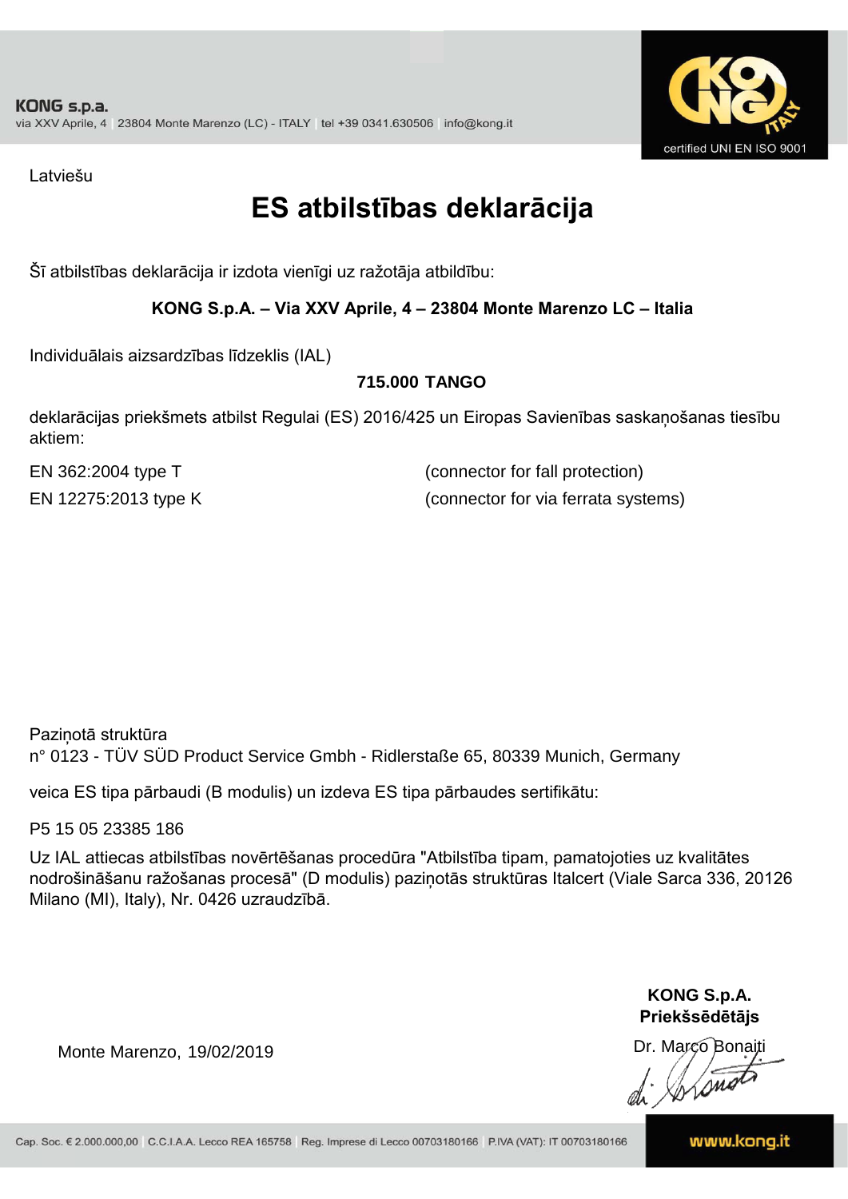Latviešu

# ES atbilstības deklarācija

Šī atbilstības deklarācija ir izdota vienīgi uz ražotāja atbildību:

**KONG S.p.A. – Via XXV Aprile, 4 – 23804 Monte Marenzo LC – Italia**

Individuālais aizsardzības līdzeklis (IAL)

**715.000 TANGO**

deklarācijas priekšmets atbilst Regulai (ES) 2016/425 un Eiropas Savienības saskaņošanas tiesību aktiem:

EN 362:2004 type T (connector for fall protection)

EN 12275:2013 type K (connector for via ferrata systems)

Paziņotā struktūra
n° 0123 - TÜV SÜD Product Service Gmbh - Ridlerstaße 65, 80339 Munich, Germany

veica ES tipa pārbaudi (B modulis) un izdeva ES tipa pārbaudes sertifikātu:

P5 15 05 23385 186

Uz IAL attiecas atbilstības novērtēšanas procedūra "Atbilstība tipam, pamatojoties uz kvalitātes nodrošināšanu ražošanas procesā" (D modulis) paziņotās struktūras Italcert (Viale Sarca 336, 20126 Milano (MI), Italy), Nr. 0426 uzraudzībā.

**KONG S.p.A.**
**Priekšsēdētājs**

Monte Marenzo, 19/02/2019

Dr. Marco Bonaiti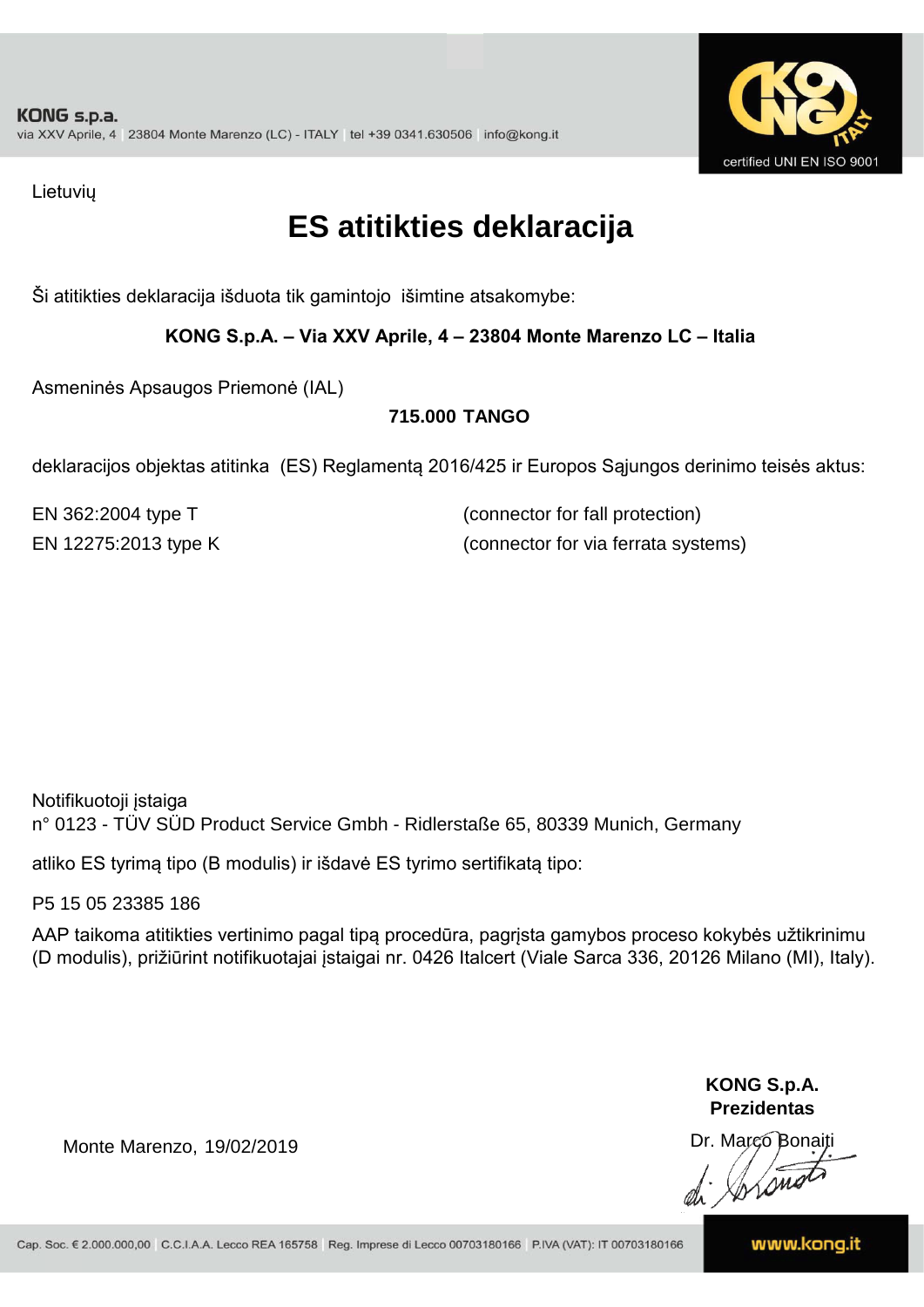KONG s.p.a.
via XXV Aprile, 4 | 23804 Monte Marenzo (LC) - ITALY | tel +39 0341.630506 | info@kong.it

certified UNI EN ISO 9001

Lietuvių

# ES atitikties deklaracija

Ši atitikties deklaracija išduota tik gamintojo išimtine atsakomybe:

**KONG S.p.A. – Via XXV Aprile, 4 – 23804 Monte Marenzo LC – Italia**

Asmeninės Apsaugos Priemonė (IAL)

**715.000 TANGO**

deklaracijos objektas atitinka (ES) Reglamentą 2016/425 ir Europos Sąjungos derinimo teisės aktus:

| | |
|---|---|
| EN 362:2004 type T | (connector for fall protection) |
| EN 12275:2013 type K | (connector for via ferrata systems) |

Notifikuotoji įstaiga
n° 0123 - TÜV SÜD Product Service Gmbh - Ridlerstaße 65, 80339 Munich, Germany

atliko ES tyrimą tipo (B modulis) ir išdavė ES tyrimo sertifikatą tipo:

P5 15 05 23385 186

AAP taikoma atitikties vertinimo pagal tipą procedūra, pagrįsta gamybos proceso kokybės užtikrinimu (D modulis), prižiūrint notifikuotajai įstaigai nr. 0426 Italcert (Viale Sarca 336, 20126 Milano (MI), Italy).

Monte Marenzo, 19/02/2019

**KONG S.p.A.**
**Prezidentas**
Dr. Marco Bonaiti

Cap. Soc. € 2.000.000,00 | C.C.I.A.A. Lecco REA 165758 | Reg. Imprese di Lecco 00703180166 | P.IVA (VAT): IT 00703180166

www.kong.it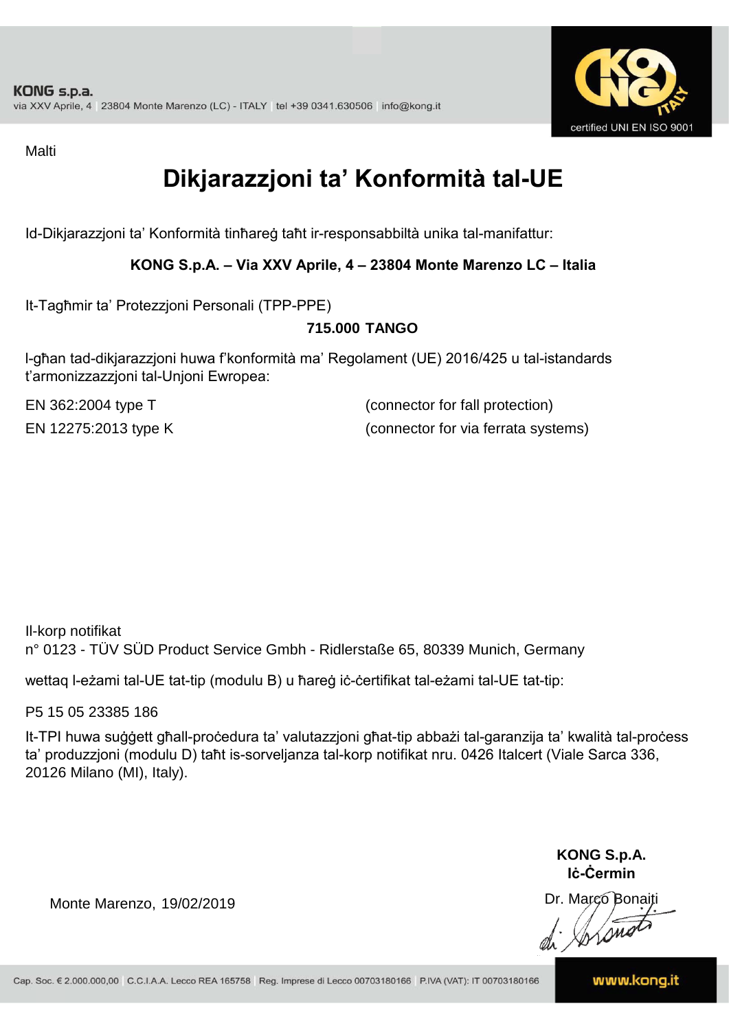Malti

# Dikjarazzjoni ta' Konformità tal-UE

Id-Dikjarazzjoni ta' Konformità tinħareġ taħt ir-responsabbiltà unika tal-manifattur:

**KONG S.p.A. – Via XXV Aprile, 4 – 23804 Monte Marenzo LC – Italia**

It-Tagħmir ta' Protezzjoni Personali (TPP-PPE)

**715.000 TANGO**

l-għan tad-dikjarazzjoni huwa f'konformità ma' Regolament (UE) 2016/425 u tal-istandards t'armonizzazzjoni tal-Unjoni Ewropea:

EN 362:2004 type T (connector for fall protection)

EN 12275:2013 type K (connector for via ferrata systems)

Il-korp notifikat
n° 0123 - TÜV SÜD Product Service Gmbh - Ridlerstaße 65, 80339 Munich, Germany

wettaq l-eżami tal-UE tat-tip (modulu B) u ħareġ iċ-ċertifikat tal-eżami tal-UE tat-tip:

P5 15 05 23385 186

It-TPI huwa suġġett għall-proċedura ta' valutazzjoni għat-tip abbażi tal-garanzija ta' kwalità tal-proċess ta' produzzjoni (modulu D) taħt is-sorveljanza tal-korp notifikat nru. 0426 Italcert (Viale Sarca 336, 20126 Milano (MI), Italy).

Monte Marenzo, 19/02/2019

**KONG S.p.A.**
**Iċ-Ċermin**

Dr. Marco Bonaiti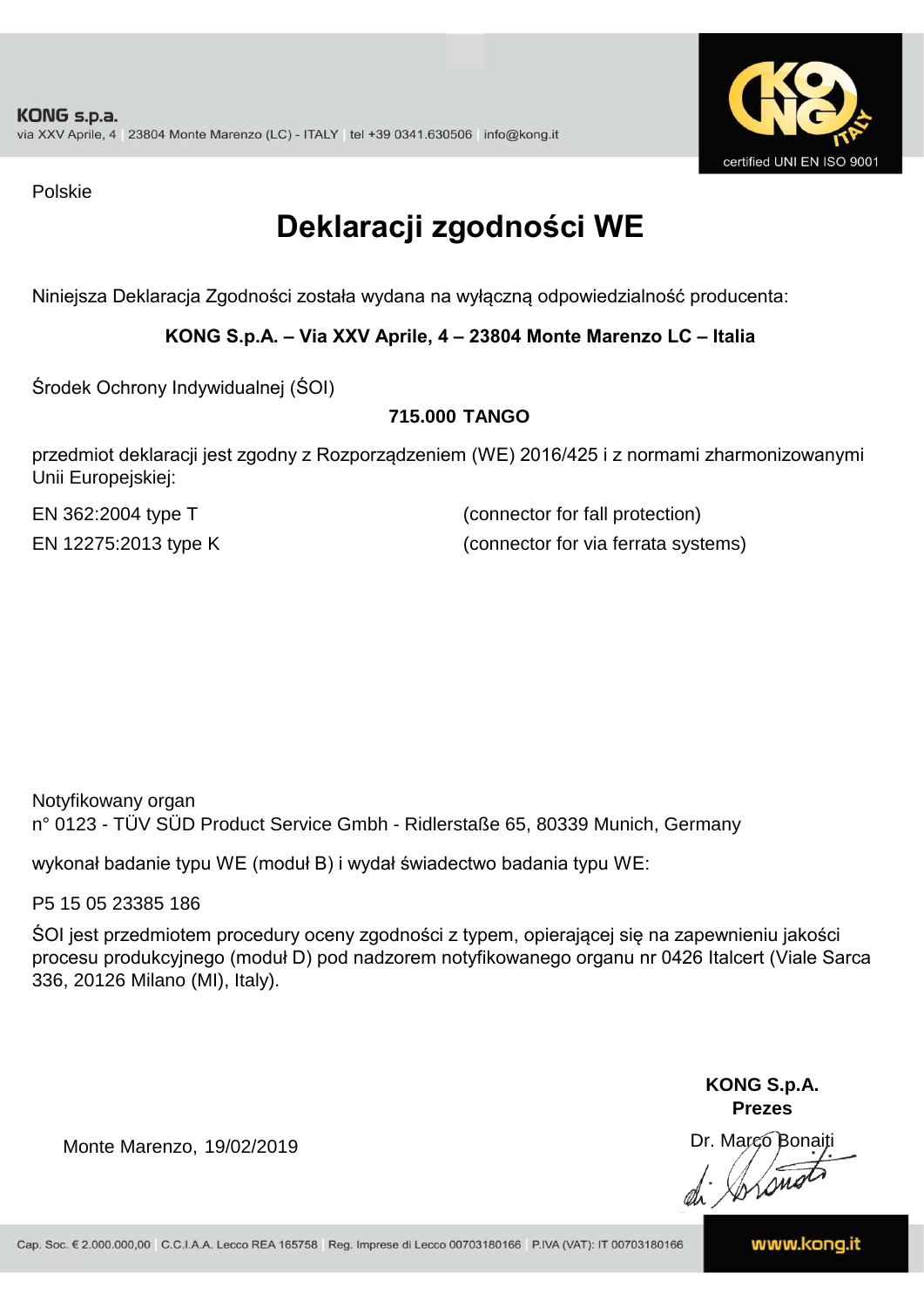Polskie

# Deklaracji zgodności WE

Niniejsza Deklaracja Zgodności została wydana na wyłączną odpowiedzialność producenta:

**KONG S.p.A. – Via XXV Aprile, 4 – 23804 Monte Marenzo LC – Italia**

Środek Ochrony Indywidualnej (ŚOI)

**715.000 TANGO**

przedmiot deklaracji jest zgodny z Rozporządzeniem (WE) 2016/425 i z normami zharmonizowanymi Unii Europejskiej:

EN 362:2004 type T (connector for fall protection)

EN 12275:2013 type K (connector for via ferrata systems)

Notyfikowany organ
n° 0123 - TÜV SÜD Product Service Gmbh - Ridlerstaße 65, 80339 Munich, Germany

wykonał badanie typu WE (moduł B) i wydał świadectwo badania typu WE:

P5 15 05 23385 186

ŚOI jest przedmiotem procedury oceny zgodności z typem, opierającej się na zapewnieniu jakości procesu produkcyjnego (moduł D) pod nadzorem notyfikowanego organu nr 0426 Italcert (Viale Sarca 336, 20126 Milano (MI), Italy).

Monte Marenzo, 19/02/2019

**KONG S.p.A.**
**Prezes**
Dr. Marco Bonaiti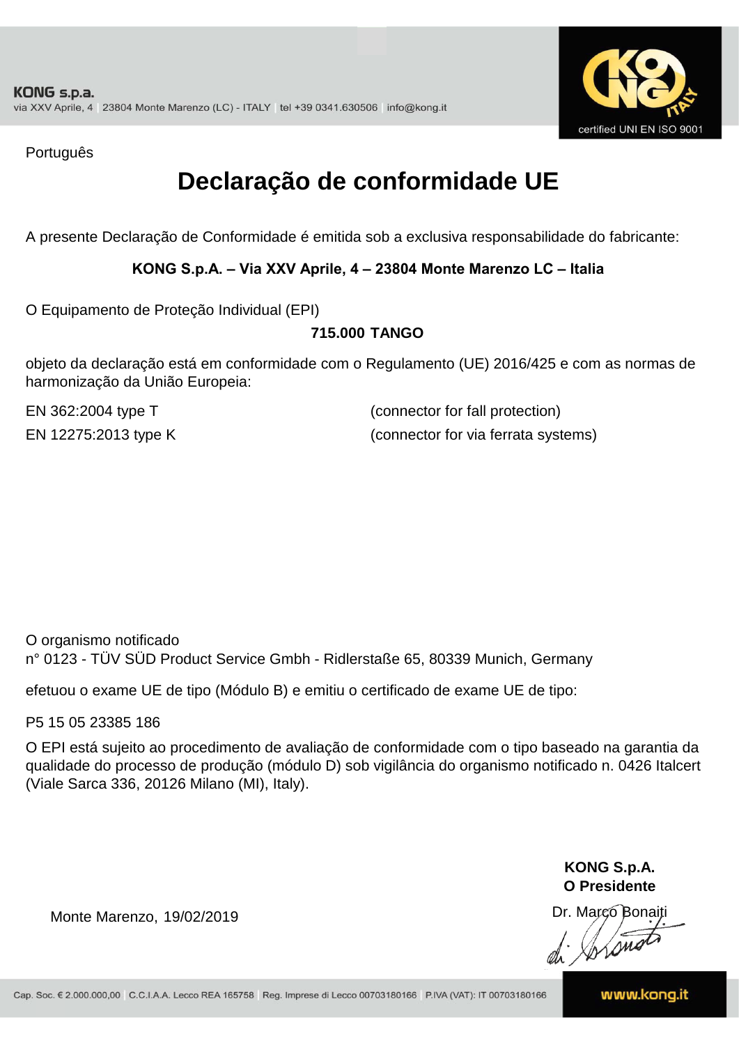KONG s.p.a.
via XXV Aprile, 4 | 23804 Monte Marenzo (LC) - ITALY | tel +39 0341.630506 | info@kong.it

certified UNI EN ISO 9001

Português

# Declaração de conformidade UE

A presente Declaração de Conformidade é emitida sob a exclusiva responsabilidade do fabricante:

**KONG S.p.A. – Via XXV Aprile, 4 – 23804 Monte Marenzo LC – Italia**

O Equipamento de Proteção Individual (EPI)

**715.000 TANGO**

objeto da declaração está em conformidade com o Regulamento (UE) 2016/425 e com as normas de harmonização da União Europeia:

EN 362:2004 type T (connector for fall protection)

EN 12275:2013 type K (connector for via ferrata systems)

O organismo notificado
n° 0123 - TÜV SÜD Product Service Gmbh - Ridlerstaße 65, 80339 Munich, Germany

efetuou o exame UE de tipo (Módulo B) e emitiu o certificado de exame UE de tipo:

P5 15 05 23385 186

O EPI está sujeito ao procedimento de avaliação de conformidade com o tipo baseado na garantia da qualidade do processo de produção (módulo D) sob vigilância do organismo notificado n. 0426 Italcert (Viale Sarca 336, 20126 Milano (MI), Italy).

**KONG S.p.A.**
**O Presidente**

Monte Marenzo, 19/02/2019

Dr. Marco Bonaiti

Cap. Soc. € 2.000.000,00 | C.C.I.A.A. Lecco REA 165758 | Reg. Imprese di Lecco 00703180166 | P.IVA (VAT): IT 00703180166

www.kong.it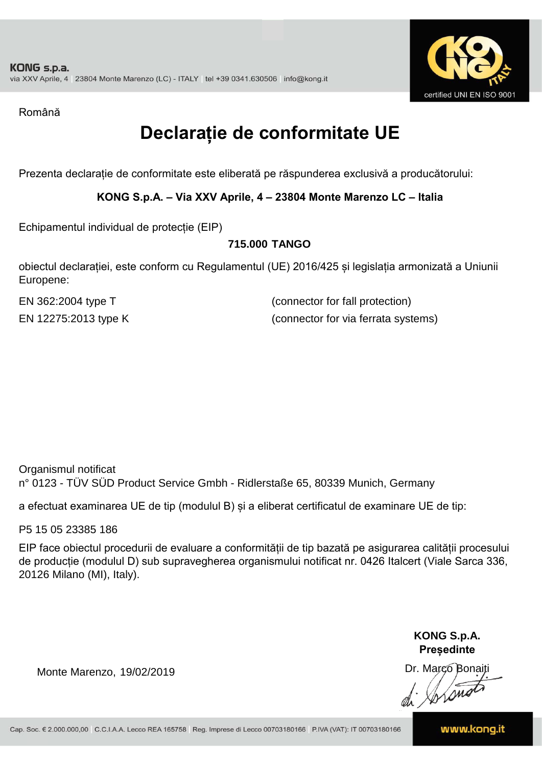Română

# Declarație de conformitate UE

Prezenta declarație de conformitate este eliberată pe răspunderea exclusivă a producătorului:

**KONG S.p.A. – Via XXV Aprile, 4 – 23804 Monte Marenzo LC – Italia**

Echipamentul individual de protecție (EIP)

**715.000 TANGO**

obiectul declarației, este conform cu Regulamentul (UE) 2016/425 și legislația armonizată a Uniunii Europene:

| | |
|---|---|
| EN 362:2004 type T | (connector for fall protection) |
| EN 12275:2013 type K | (connector for via ferrata systems) |

Organismul notificat
n° 0123 - TÜV SÜD Product Service Gmbh - Ridlerstaße 65, 80339 Munich, Germany

a efectuat examinarea UE de tip (modulul B) și a eliberat certificatul de examinare UE de tip:

P5 15 05 23385 186

EIP face obiectul procedurii de evaluare a conformității de tip bazată pe asigurarea calității procesului de producție (modulul D) sub supravegherea organismului notificat nr. 0426 Italcert (Viale Sarca 336, 20126 Milano (MI), Italy).

Monte Marenzo, 19/02/2019

**KONG S.p.A.**
**Președinte**
Dr. Marco Bonaiti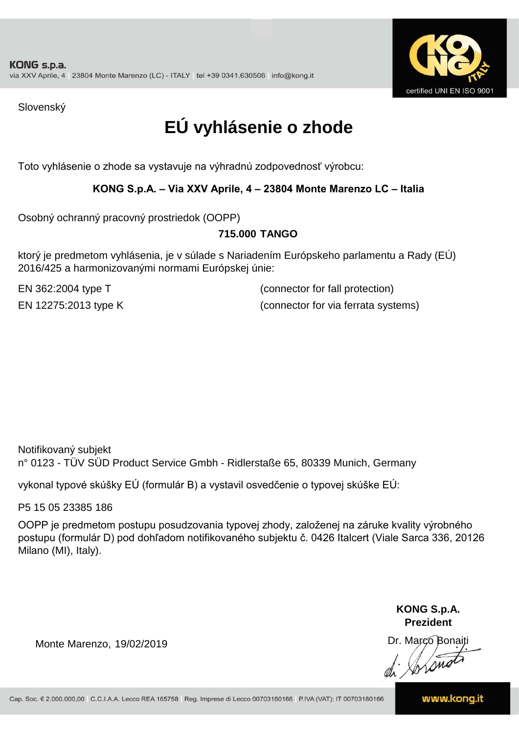KONG s.p.a.
via XXV Aprile, 4 | 23804 Monte Marenzo (LC) - ITALY | tel +39 0341.630506 | info@kong.it

certified UNI EN ISO 9001

Slovenský

# EÚ vyhlásenie o zhode

Toto vyhlásenie o zhode sa vystavuje na výhradnú zodpovednosť výrobcu:

**KONG S.p.A. – Via XXV Aprile, 4 – 23804 Monte Marenzo LC – Italia**

Osobný ochranný pracovný prostriedok (OOPP)

**715.000 TANGO**

ktorý je predmetom vyhlásenia, je v súlade s Nariadením Európskeho parlamentu a Rady (EÚ) 2016/425 a harmonizovanými normami Európskej únie:

| | |
|---|---|
| EN 362:2004 type T | (connector for fall protection) |
| EN 12275:2013 type K | (connector for via ferrata systems) |

Notifikovaný subjekt
n° 0123 - TÜV SÜD Product Service Gmbh - Ridlerstaße 65, 80339 Munich, Germany

vykonal typové skúšky EÚ (formulár B) a vystavil osvedčenie o typovej skúške EÚ:

P5 15 05 23385 186

OOPP je predmetom postupu posudzovania typovej zhody, založenej na záruke kvality výrobného postupu (formulár D) pod dohľadom notifikovaného subjektu č. 0426 Italcert (Viale Sarca 336, 20126 Milano (MI), Italy).

Monte Marenzo, 19/02/2019

**KONG S.p.A.**
**Prezident**
Dr. Marco Bonaiti

Cap. Soc. € 2.000.000,00 | C.C.I.A.A. Lecco REA 165758 | Reg. Imprese di Lecco 00703180166 | P.IVA (VAT): IT 00703180166

www.kong.it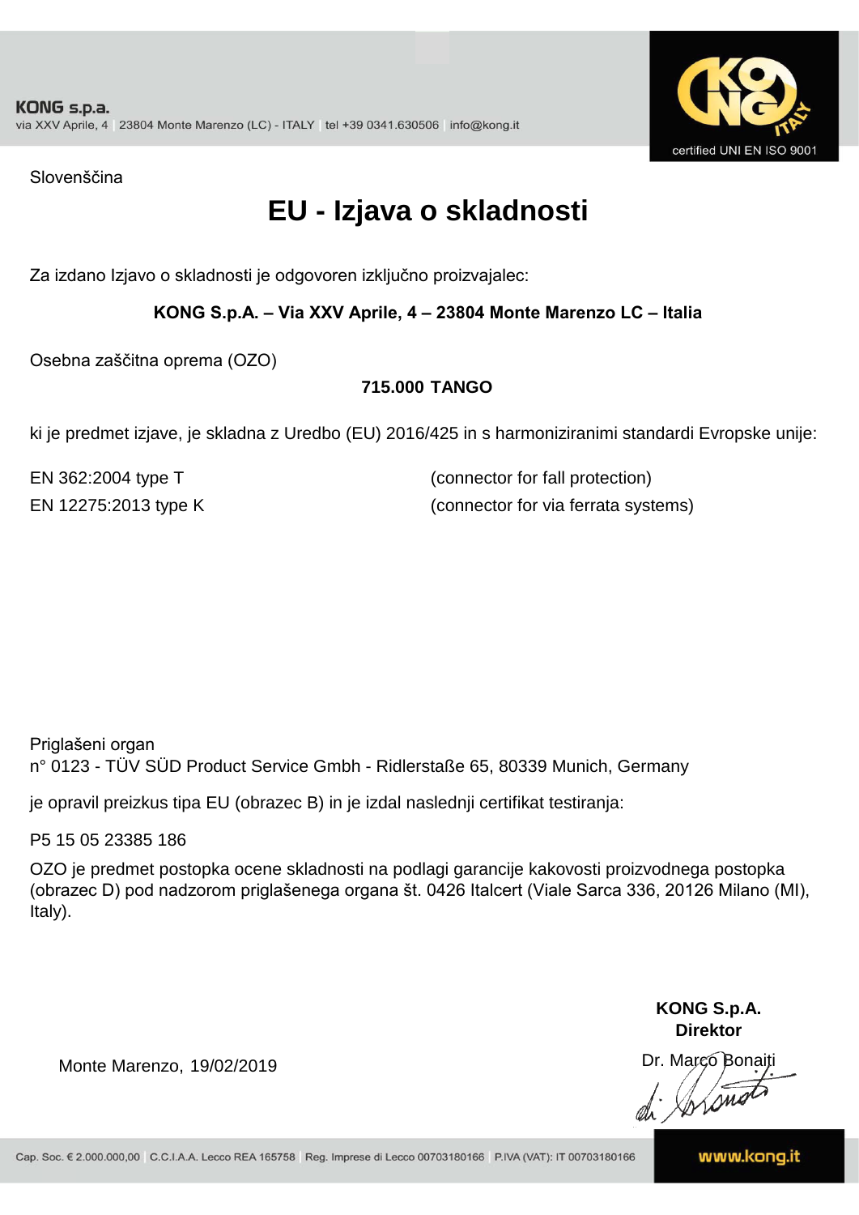KONG s.p.a.
via XXV Aprile, 4 | 23804 Monte Marenzo (LC) - ITALY | tel +39 0341.630506 | info@kong.it

certified UNI EN ISO 9001

Slovenščina

# EU - Izjava o skladnosti

Za izdano Izjavo o skladnosti je odgovoren izključno proizvajalec:

**KONG S.p.A. – Via XXV Aprile, 4 – 23804 Monte Marenzo LC – Italia**

Osebna zaščitna oprema (OZO)

**715.000 TANGO**

ki je predmet izjave, je skladna z Uredbo (EU) 2016/425 in s harmoniziranimi standardi Evropske unije:

| | |
|---|---|
| EN 362:2004 type T | (connector for fall protection) |
| EN 12275:2013 type K | (connector for via ferrata systems) |

Priglašeni organ
n° 0123 - TÜV SÜD Product Service Gmbh - Ridlerstaße 65, 80339 Munich, Germany

je opravil preizkus tipa EU (obrazec B) in je izdal naslednji certifikat testiranja:

P5 15 05 23385 186

OZO je predmet postopka ocene skladnosti na podlagi garancije kakovosti proizvodnega postopka (obrazec D) pod nadzorom priglašenega organa št. 0426 Italcert (Viale Sarca 336, 20126 Milano (MI), Italy).

Monte Marenzo, 19/02/2019

**KONG S.p.A.**
**Direktor**
Dr. Marco Bonaiti

Cap. Soc. € 2.000.000,00 | C.C.I.A.A. Lecco REA 165758 | Reg. Imprese di Lecco 00703180166 | P.IVA (VAT): IT 00703180166

www.kong.it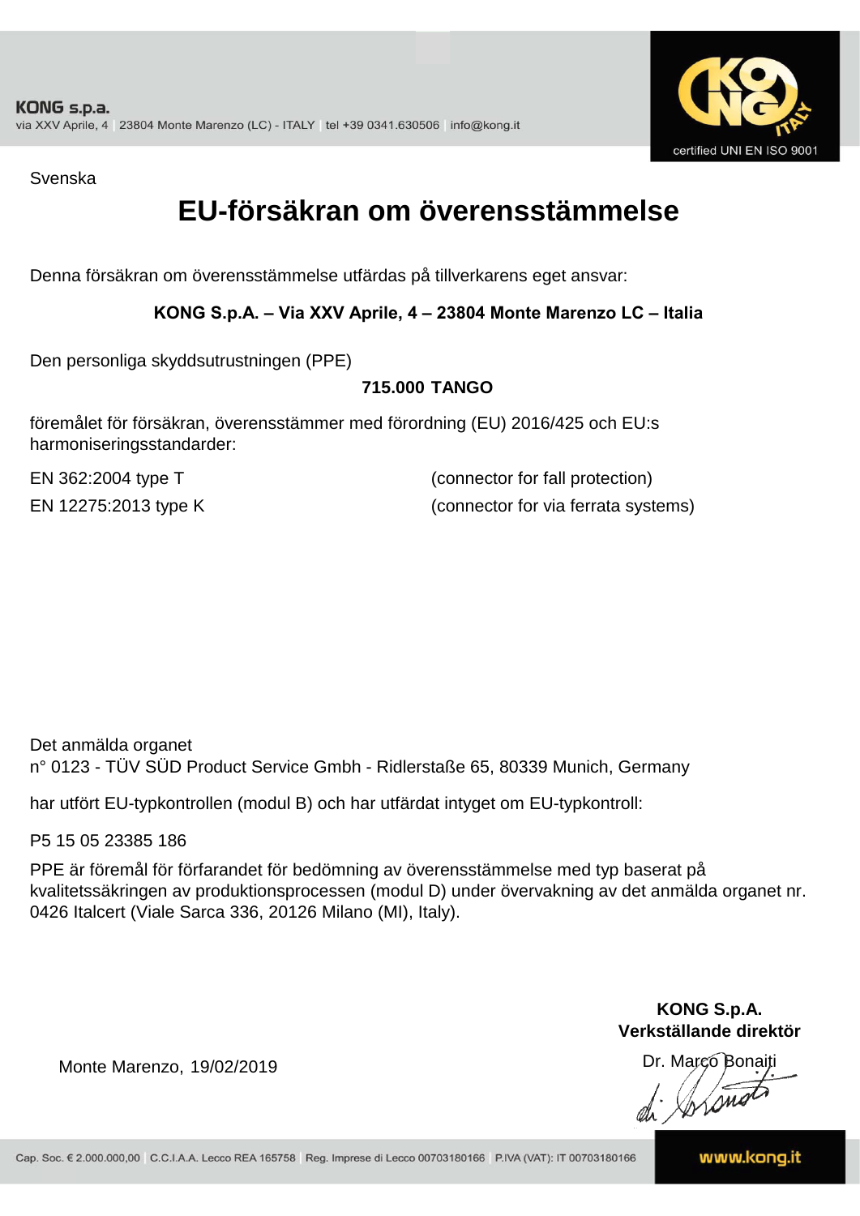Svenska

# EU-försäkran om överensstämmelse

Denna försäkran om överensstämmelse utfärdas på tillverkarens eget ansvar:

**KONG S.p.A. – Via XXV Aprile, 4 – 23804 Monte Marenzo LC – Italia**

Den personliga skyddsutrustningen (PPE)

**715.000 TANGO**

föremålet för försäkran, överensstämmer med förordning (EU) 2016/425 och EU:s harmoniseringsstandarder:

| | |
|---|---|
| EN 362:2004 type T | (connector for fall protection) |
| EN 12275:2013 type K | (connector for via ferrata systems) |

Det anmälda organet
n° 0123 - TÜV SÜD Product Service Gmbh - Ridlerstaße 65, 80339 Munich, Germany

har utfört EU-typkontrollen (modul B) och har utfärdat intyget om EU-typkontroll:

P5 15 05 23385 186

PPE är föremål för förfarandet för bedömning av överensstämmelse med typ baserat på kvalitetssäkringen av produktionsprocessen (modul D) under övervakning av det anmälda organet nr. 0426 Italcert (Viale Sarca 336, 20126 Milano (MI), Italy).

**KONG S.p.A.**
**Verkställande direktör**

Dr. Marco Bonaiti

Monte Marenzo, 19/02/2019